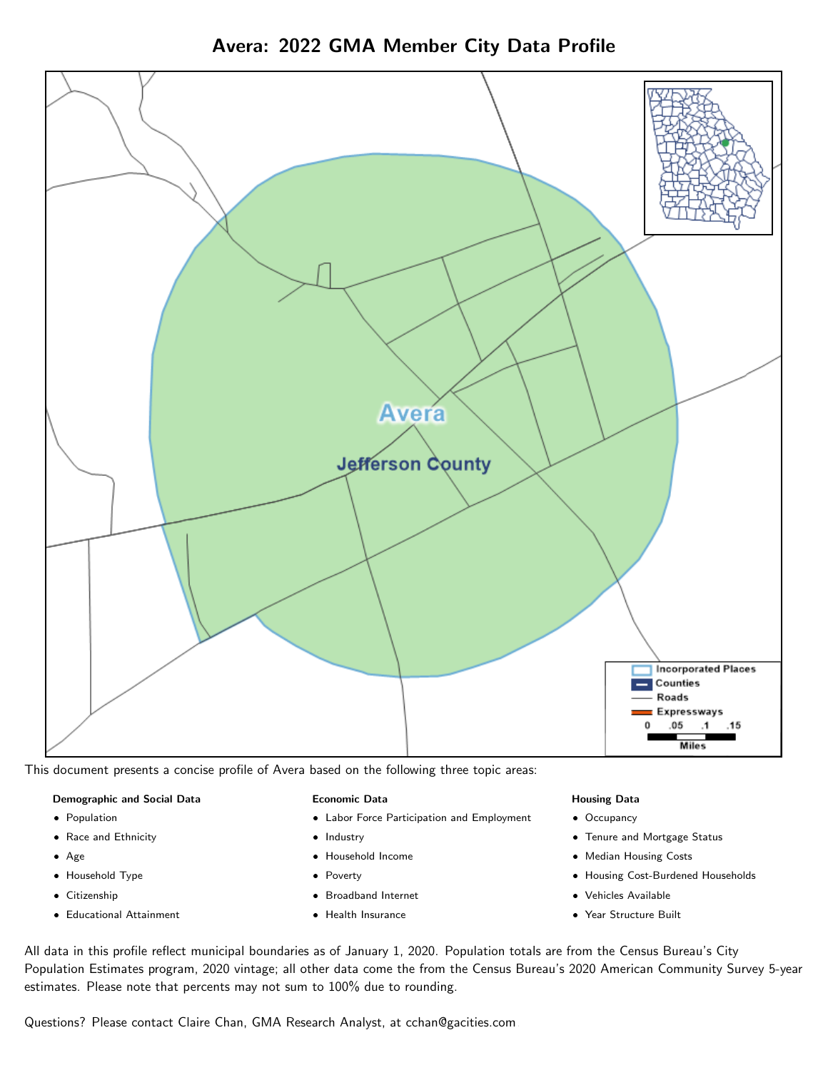# Avera: 2022 GMA Member City Data Profile

This document presents a concise profile of Avera based on the following three topic areas:

**Demographic and Social Data**

- Population
- Race and Ethnicity
- Age
- Household Type
- Citizenship
- Educational Attainment

**Economic Data**

- Labor Force Participation and Employment
- Industry
- Household Income
- Poverty
- Broadband Internet
- Health Insurance

**Housing Data**

- Occupancy
- Tenure and Mortgage Status
- Median Housing Costs
- Housing Cost-Burdened Households
- Vehicles Available
- Year Structure Built

All data in this profile reflect municipal boundaries as of January 1, 2020. Population totals are from the Census Bureau's City Population Estimates program, 2020 vintage; all other data come the from the Census Bureau's 2020 American Community Survey 5-year estimates. Please note that percents may not sum to 100% due to rounding.

Questions? Please contact Claire Chan, GMA Research Analyst, at cchan@gacities.com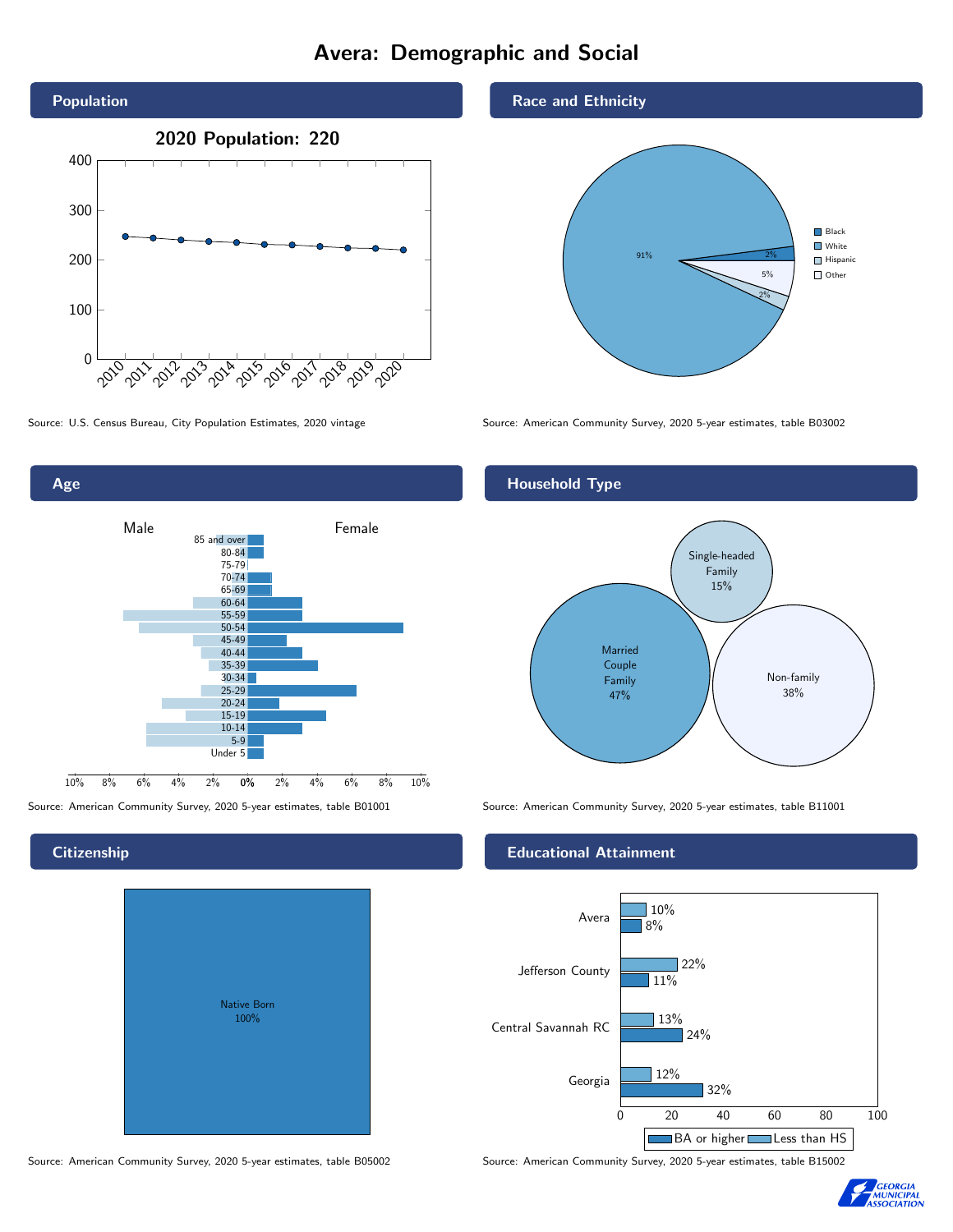# Avera: Demographic and Social

## Population

2020 Population: 220

Source: U.S. Census Bureau, City Population Estimates, 2020 vintage

## Race and Ethnicity

| Race/Ethnicity | Percent |
|---|---|
| Black | 2% |
| White | 91% |
| Hispanic | 2% |
| Other | 5% |

Source: American Community Survey, 2020 5-year estimates, table B03002

## Age

Male / Female

Age groups: 85 and over, 80-84, 75-79, 70-74, 65-69, 60-64, 55-59, 50-54, 45-49, 40-44, 35-39, 30-34, 25-29, 20-24, 15-19, 10-14, 5-9, Under 5

Source: American Community Survey, 2020 5-year estimates, table B01001

## Household Type

| Household Type | Percent |
|---|---|
| Married Couple Family | 47% |
| Single-headed Family | 15% |
| Non-family | 38% |

Source: American Community Survey, 2020 5-year estimates, table B11001

## Citizenship

Native Born 100%

Source: American Community Survey, 2020 5-year estimates, table B05002

## Educational Attainment

| Area | Less than HS | BA or higher |
|---|---|---|
| Avera | 10% | 8% |
| Jefferson County | 22% | 11% |
| Central Savannah RC | 13% | 24% |
| Georgia | 12% | 32% |

Source: American Community Survey, 2020 5-year estimates, table B15002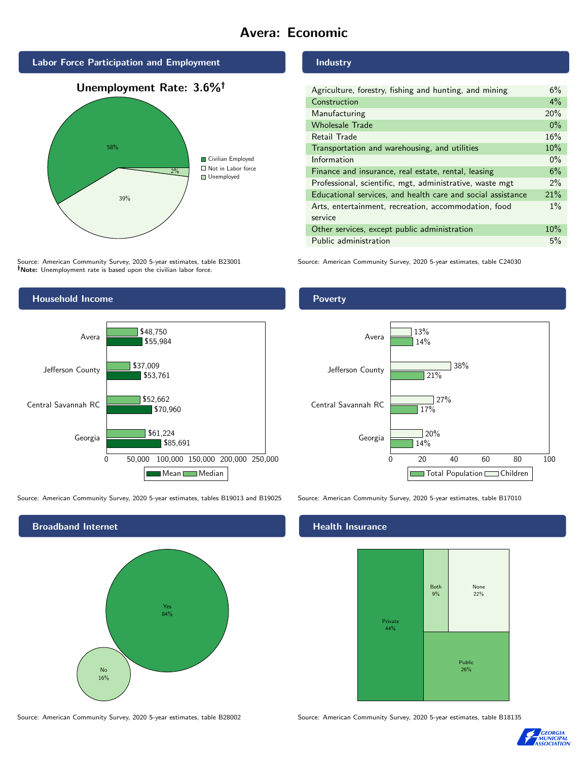# Avera: Economic

## Labor Force Participation and Employment

**Unemployment Rate: 3.6%†**

| Category | Percent |
| --- | --- |
| Civilian Employed | 58% |
| Not in Labor force | 39% |
| Unemployed | 2% |

Source: American Community Survey, 2020 5-year estimates, table B23001
†**Note:** Unemployment rate is based upon the civilian labor force.

## Industry

| Industry | Percent |
| --- | --- |
| Agriculture, forestry, fishing and hunting, and mining | 6% |
| Construction | 4% |
| Manufacturing | 20% |
| Wholesale Trade | 0% |
| Retail Trade | 16% |
| Transportation and warehousing, and utilities | 10% |
| Information | 0% |
| Finance and insurance, real estate, rental, leasing | 6% |
| Professional, scientific, mgt, administrative, waste mgt | 2% |
| Educational services, and health care and social assistance | 21% |
| Arts, entertainment, recreation, accommodation, food service | 1% |
| Other services, except public administration | 10% |
| Public administration | 5% |

Source: American Community Survey, 2020 5-year estimates, table C24030

## Household Income

| Area | Median | Mean |
| --- | --- | --- |
| Avera | $48,750 | $55,984 |
| Jefferson County | $37,009 | $53,761 |
| Central Savannah RC | $52,662 | $70,960 |
| Georgia | $61,224 | $85,691 |

Source: American Community Survey, 2020 5-year estimates, tables B19013 and B19025

## Poverty

| Area | Children | Total Population |
| --- | --- | --- |
| Avera | 13% | 14% |
| Jefferson County | 38% | 21% |
| Central Savannah RC | 27% | 17% |
| Georgia | 20% | 14% |

Source: American Community Survey, 2020 5-year estimates, table B17010

## Broadband Internet

| Response | Percent |
| --- | --- |
| Yes | 84% |
| No | 16% |

Source: American Community Survey, 2020 5-year estimates, table B28002

## Health Insurance

| Type | Percent |
| --- | --- |
| Private | 44% |
| Both | 9% |
| None | 22% |
| Public | 26% |

Source: American Community Survey, 2020 5-year estimates, table B18135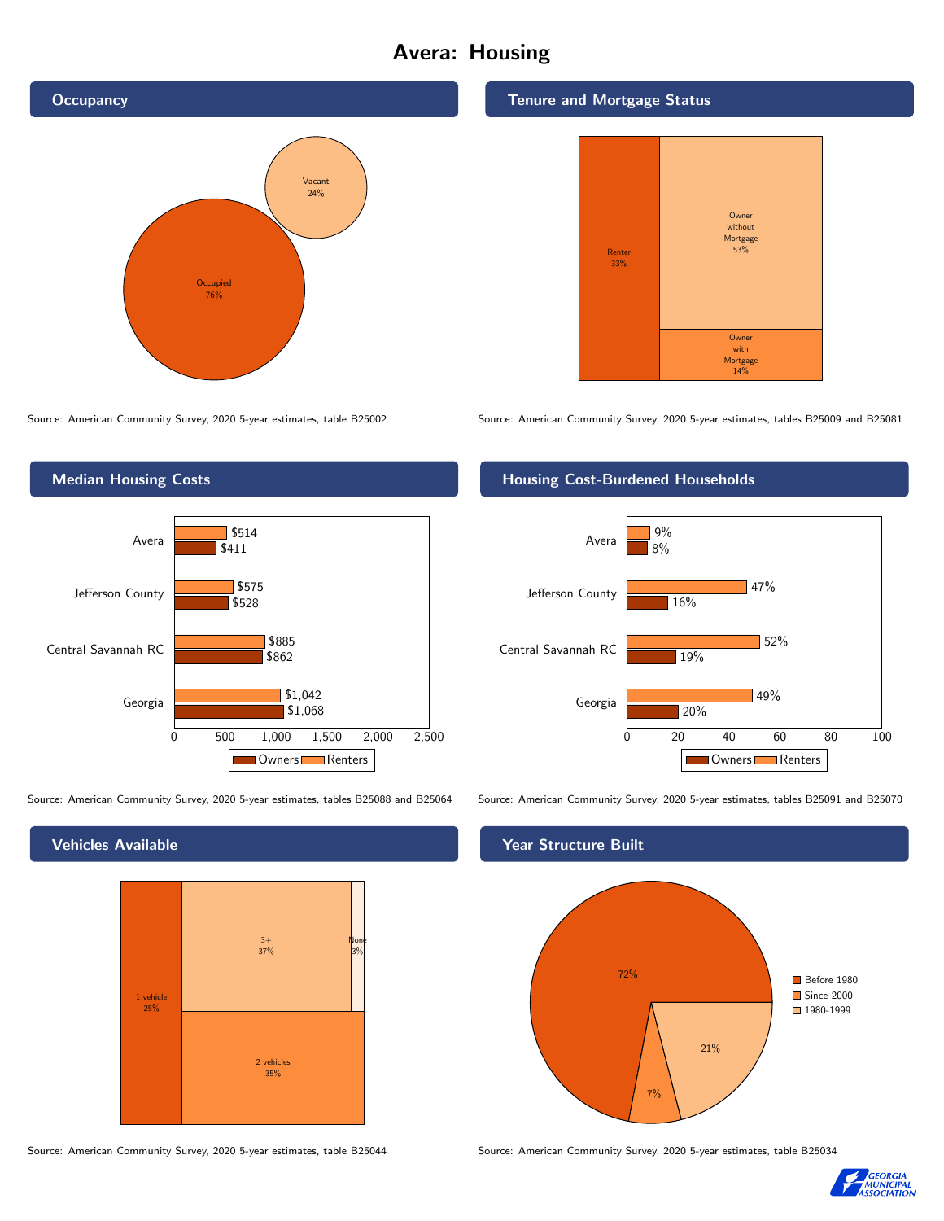# Avera: Housing

## Occupancy

Vacant
24%

Occupied
76%

Source: American Community Survey, 2020 5-year estimates, table B25002

## Tenure and Mortgage Status

Renter
33%

Owner
without
Mortgage
53%

Owner
with
Mortgage
14%

Source: American Community Survey, 2020 5-year estimates, tables B25009 and B25081

## Median Housing Costs

Avera
$514
$411

Jefferson County
$575
$528

Central Savannah RC
$885
$862

Georgia
$1,042
$1,068

0 500 1,000 1,500 2,000 2,500

Owners Renters

Source: American Community Survey, 2020 5-year estimates, tables B25088 and B25064

## Housing Cost-Burdened Households

Avera
9%
8%

Jefferson County
47%
16%

Central Savannah RC
52%
19%

Georgia
49%
20%

0 20 40 60 80 100

Owners Renters

Source: American Community Survey, 2020 5-year estimates, tables B25091 and B25070

## Vehicles Available

1 vehicle
25%

3+
37%

None
3%

2 vehicles
35%

Source: American Community Survey, 2020 5-year estimates, table B25044

## Year Structure Built

72%

7%

21%

Before 1980
Since 2000
1980-1999

Source: American Community Survey, 2020 5-year estimates, table B25034

GEORGIA MUNICIPAL ASSOCIATION